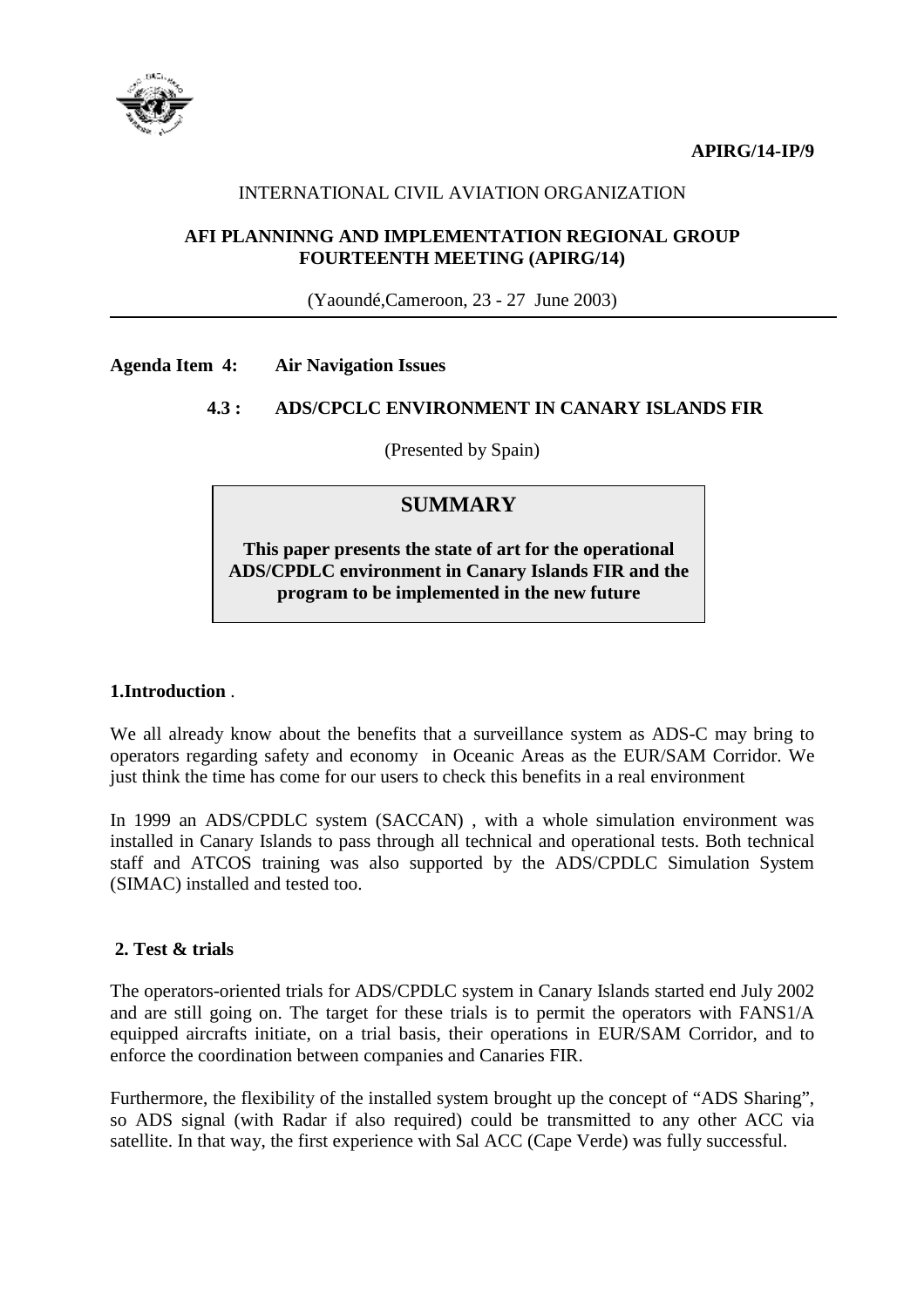**APIRG/14-IP/9**

INTERNATIONAL CIVIL AVIATION ORGANIZATION

**AFI PLANNINNG AND IMPLEMENTATION REGIONAL GROUP FOURTEENTH MEETING (APIRG/14)**

(Yaoundé,Cameroon, 23 - 27 June 2003)

---

**Agenda Item 4: Air Navigation Issues**

**4.3 : ADS/CPCLC ENVIRONMENT IN CANARY ISLANDS FIR**

(Presented by Spain)

> ## SUMMARY
>
> **This paper presents the state of art for the operational ADS/CPDLC environment in Canary Islands FIR and the program to be implemented in the new future**

### 1.Introduction .

We all already know about the benefits that a surveillance system as ADS-C may bring to operators regarding safety and economy in Oceanic Areas as the EUR/SAM Corridor. We just think the time has come for our users to check this benefits in a real environment

In 1999 an ADS/CPDLC system (SACCAN) , with a whole simulation environment was installed in Canary Islands to pass through all technical and operational tests. Both technical staff and ATCOS training was also supported by the ADS/CPDLC Simulation System (SIMAC) installed and tested too.

### 2. Test & trials

The operators-oriented trials for ADS/CPDLC system in Canary Islands started end July 2002 and are still going on. The target for these trials is to permit the operators with FANS1/A equipped aircrafts initiate, on a trial basis, their operations in EUR/SAM Corridor, and to enforce the coordination between companies and Canaries FIR.

Furthermore, the flexibility of the installed system brought up the concept of "ADS Sharing", so ADS signal (with Radar if also required) could be transmitted to any other ACC via satellite. In that way, the first experience with Sal ACC (Cape Verde) was fully successful.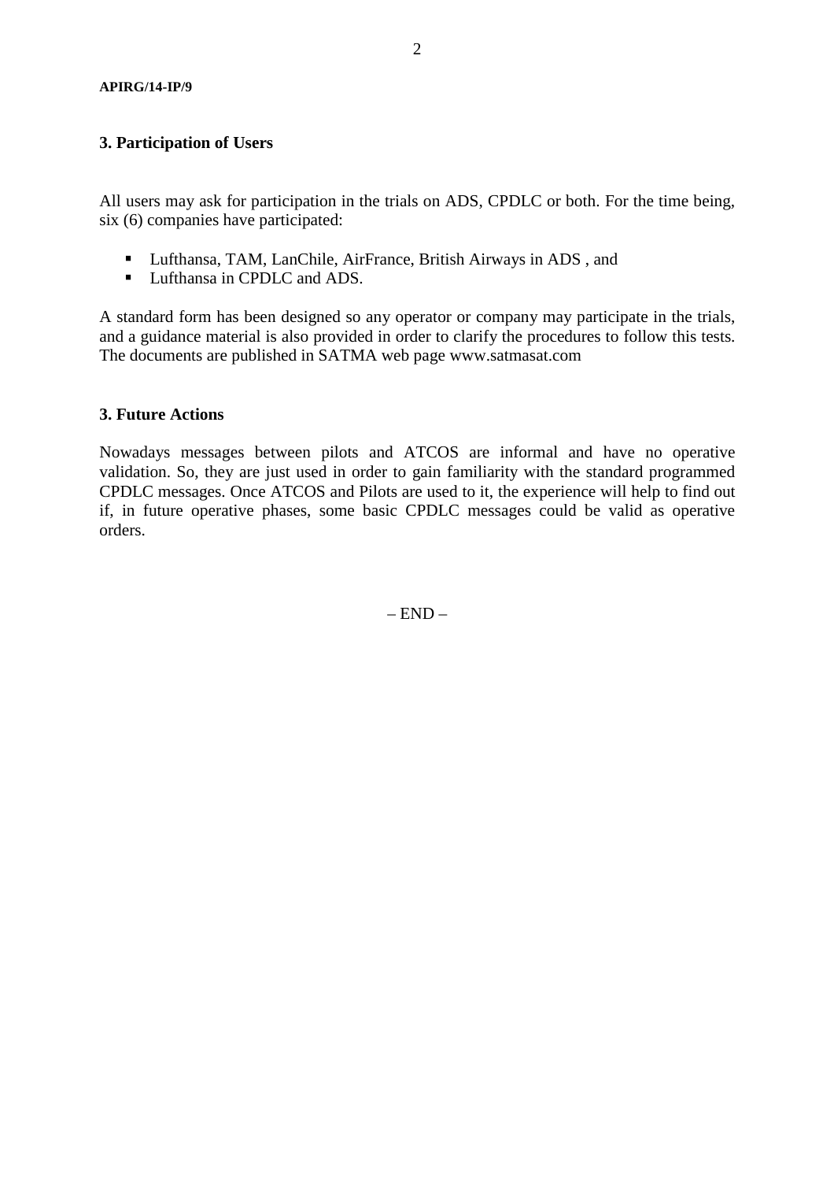### 3. Participation of Users

All users may ask for participation in the trials on ADS, CPDLC or both. For the time being, six (6) companies have participated:

- Lufthansa, TAM, LanChile, AirFrance, British Airways in ADS , and
- Lufthansa in CPDLC and ADS.

A standard form has been designed so any operator or company may participate in the trials, and a guidance material is also provided in order to clarify the procedures to follow this tests. The documents are published in SATMA web page www.satmasat.com

### 3. Future Actions

Nowadays messages between pilots and ATCOS are informal and have no operative validation. So, they are just used in order to gain familiarity with the standard programmed CPDLC messages. Once ATCOS and Pilots are used to it, the experience will help to find out if, in future operative phases, some basic CPDLC messages could be valid as operative orders.

– END –